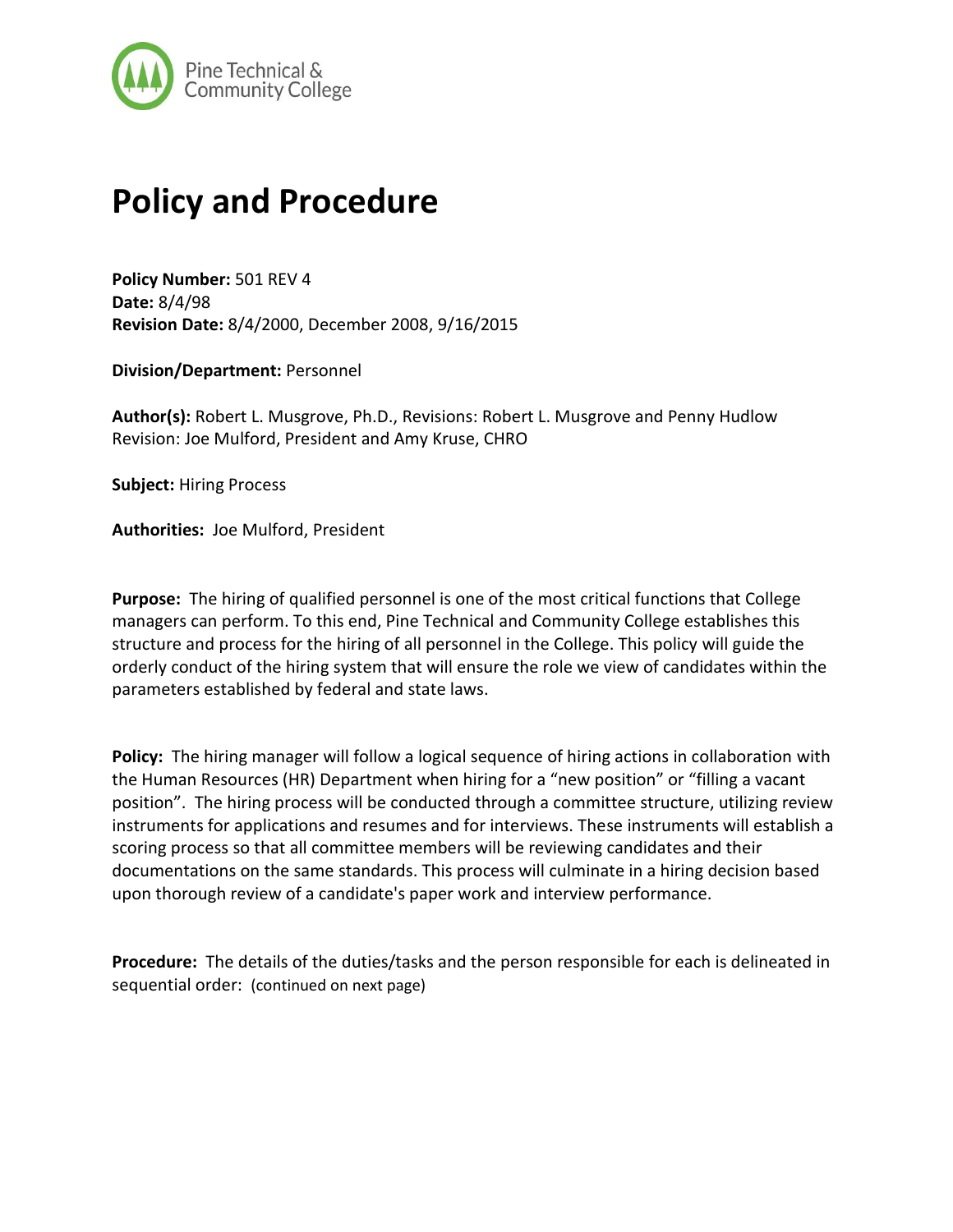Pine Technical & Community College

# Policy and Procedure

**Policy Number:** 501 REV 4
**Date:** 8/4/98
**Revision Date:** 8/4/2000, December 2008, 9/16/2015

**Division/Department:** Personnel

**Author(s):** Robert L. Musgrove, Ph.D., Revisions: Robert L. Musgrove and Penny Hudlow
Revision: Joe Mulford, President and Amy Kruse, CHRO

**Subject:** Hiring Process

**Authorities:** Joe Mulford, President

**Purpose:** The hiring of qualified personnel is one of the most critical functions that College managers can perform. To this end, Pine Technical and Community College establishes this structure and process for the hiring of all personnel in the College. This policy will guide the orderly conduct of the hiring system that will ensure the role we view of candidates within the parameters established by federal and state laws.

**Policy:** The hiring manager will follow a logical sequence of hiring actions in collaboration with the Human Resources (HR) Department when hiring for a "new position" or "filling a vacant position". The hiring process will be conducted through a committee structure, utilizing review instruments for applications and resumes and for interviews. These instruments will establish a scoring process so that all committee members will be reviewing candidates and their documentations on the same standards. This process will culminate in a hiring decision based upon thorough review of a candidate's paper work and interview performance.

**Procedure:** The details of the duties/tasks and the person responsible for each is delineated in sequential order: (continued on next page)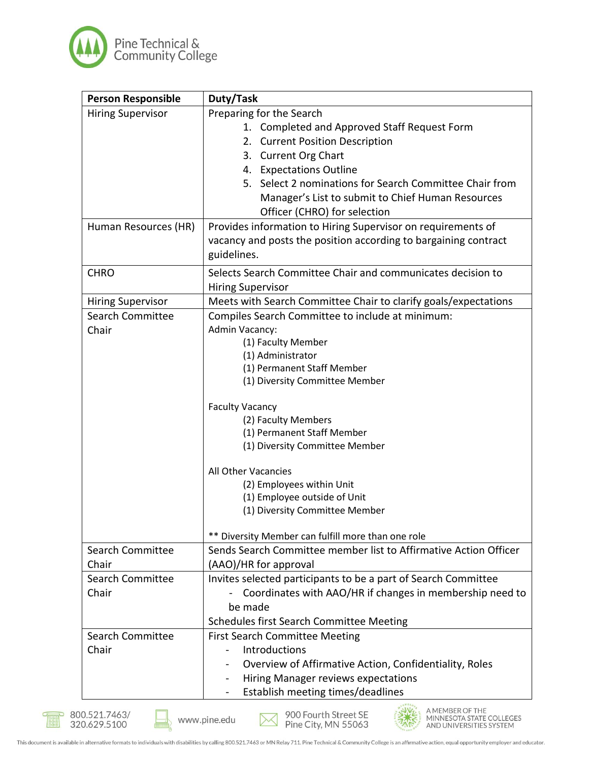| Person Responsible | Duty/Task |
|---|---|
| Hiring Supervisor | Preparing for the Search<br>1. Completed and Approved Staff Request Form<br>2. Current Position Description<br>3. Current Org Chart<br>4. Expectations Outline<br>5. Select 2 nominations for Search Committee Chair from Manager's List to submit to Chief Human Resources Officer (CHRO) for selection |
| Human Resources (HR) | Provides information to Hiring Supervisor on requirements of vacancy and posts the position according to bargaining contract guidelines. |
| CHRO | Selects Search Committee Chair and communicates decision to Hiring Supervisor |
| Hiring Supervisor | Meets with Search Committee Chair to clarify goals/expectations |
| Search Committee Chair | Compiles Search Committee to include at minimum:<br>Admin Vacancy:<br>(1) Faculty Member<br>(1) Administrator<br>(1) Permanent Staff Member<br>(1) Diversity Committee Member<br><br>Faculty Vacancy<br>(2) Faculty Members<br>(1) Permanent Staff Member<br>(1) Diversity Committee Member<br><br>All Other Vacancies<br>(2) Employees within Unit<br>(1) Employee outside of Unit<br>(1) Diversity Committee Member<br><br>** Diversity Member can fulfill more than one role |
| Search Committee Chair | Sends Search Committee member list to Affirmative Action Officer (AAO)/HR for approval |
| Search Committee Chair | Invites selected participants to be a part of Search Committee<br>- Coordinates with AAO/HR if changes in membership need to be made<br>Schedules first Search Committee Meeting |
| Search Committee Chair | First Search Committee Meeting<br>- Introductions<br>- Overview of Affirmative Action, Confidentiality, Roles<br>- Hiring Manager reviews expectations<br>- Establish meeting times/deadlines |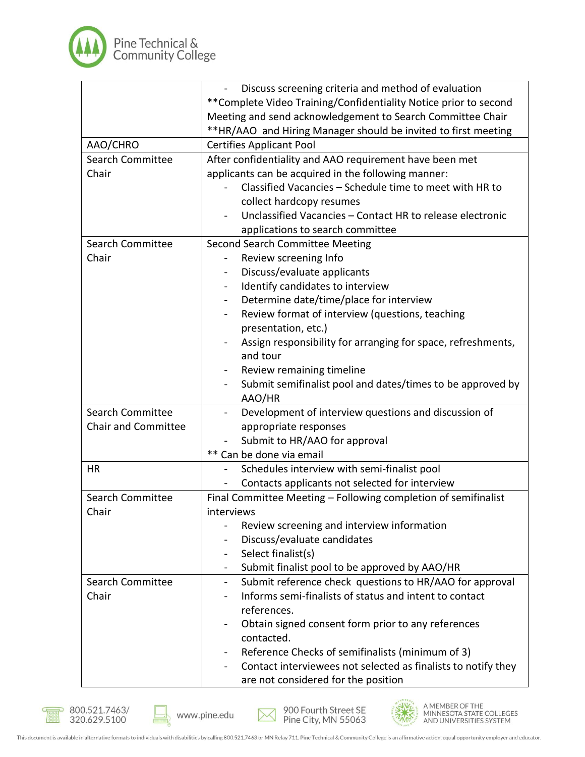| | |
|---|---|
| | - Discuss screening criteria and method of evaluation<br>**Complete Video Training/Confidentiality Notice prior to second Meeting and send acknowledgement to Search Committee Chair<br>**HR/AAO and Hiring Manager should be invited to first meeting |
| AAO/CHRO | Certifies Applicant Pool |
| Search Committee Chair | After confidentiality and AAO requirement have been met applicants can be acquired in the following manner:<br>- Classified Vacancies – Schedule time to meet with HR to collect hardcopy resumes<br>- Unclassified Vacancies – Contact HR to release electronic applications to search committee |
| Search Committee Chair | Second Search Committee Meeting<br>- Review screening Info<br>- Discuss/evaluate applicants<br>- Identify candidates to interview<br>- Determine date/time/place for interview<br>- Review format of interview (questions, teaching presentation, etc.)<br>- Assign responsibility for arranging for space, refreshments, and tour<br>- Review remaining timeline<br>- Submit semifinalist pool and dates/times to be approved by AAO/HR |
| Search Committee Chair and Committee | - Development of interview questions and discussion of appropriate responses<br>- Submit to HR/AAO for approval<br>** Can be done via email |
| HR | - Schedules interview with semi-finalist pool<br>- Contacts applicants not selected for interview |
| Search Committee Chair | Final Committee Meeting – Following completion of semifinalist interviews<br>- Review screening and interview information<br>- Discuss/evaluate candidates<br>- Select finalist(s)<br>- Submit finalist pool to be approved by AAO/HR |
| Search Committee Chair | - Submit reference check questions to HR/AAO for approval<br>- Informs semi-finalists of status and intent to contact references.<br>- Obtain signed consent form prior to any references contacted.<br>- Reference Checks of semifinalists (minimum of 3)<br>- Contact interviewees not selected as finalists to notify they are not considered for the position |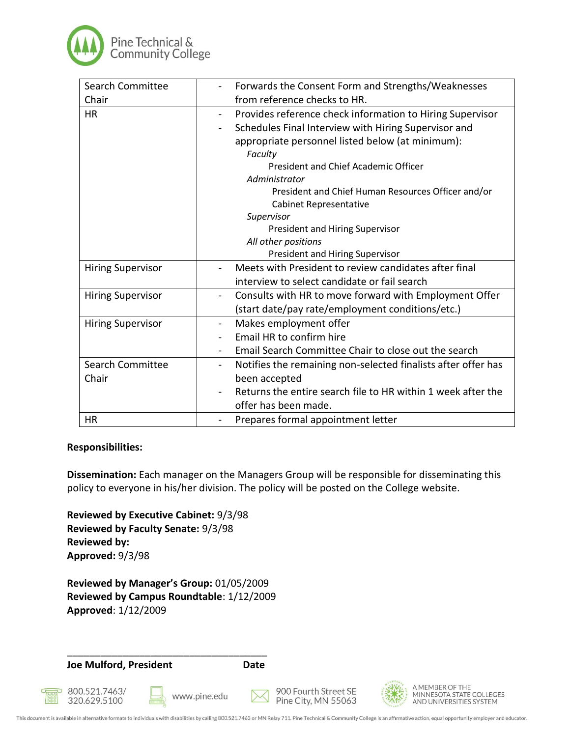| | |
|---|---|
| Search Committee Chair | - Forwards the Consent Form and Strengths/Weaknesses from reference checks to HR. |
| HR | - Provides reference check information to Hiring Supervisor<br>- Schedules Final Interview with Hiring Supervisor and appropriate personnel listed below (at minimum):<br>*Faculty*<br>President and Chief Academic Officer<br>*Administrator*<br>President and Chief Human Resources Officer and/or Cabinet Representative<br>*Supervisor*<br>President and Hiring Supervisor<br>*All other positions*<br>President and Hiring Supervisor |
| Hiring Supervisor | - Meets with President to review candidates after final interview to select candidate or fail search |
| Hiring Supervisor | - Consults with HR to move forward with Employment Offer (start date/pay rate/employment conditions/etc.) |
| Hiring Supervisor | - Makes employment offer<br>- Email HR to confirm hire<br>- Email Search Committee Chair to close out the search |
| Search Committee Chair | - Notifies the remaining non-selected finalists after offer has been accepted<br>- Returns the entire search file to HR within 1 week after the offer has been made. |
| HR | - Prepares formal appointment letter |

**Responsibilities:**

**Dissemination:** Each manager on the Managers Group will be responsible for disseminating this policy to everyone in his/her division. The policy will be posted on the College website.

**Reviewed by Executive Cabinet:** 9/3/98
**Reviewed by Faculty Senate:** 9/3/98
**Reviewed by:**
**Approved:** 9/3/98

**Reviewed by Manager's Group:** 01/05/2009
**Reviewed by Campus Roundtable**: 1/12/2009
**Approved**: 1/12/2009

_____________________________________

**Joe Mulford, President** **Date**